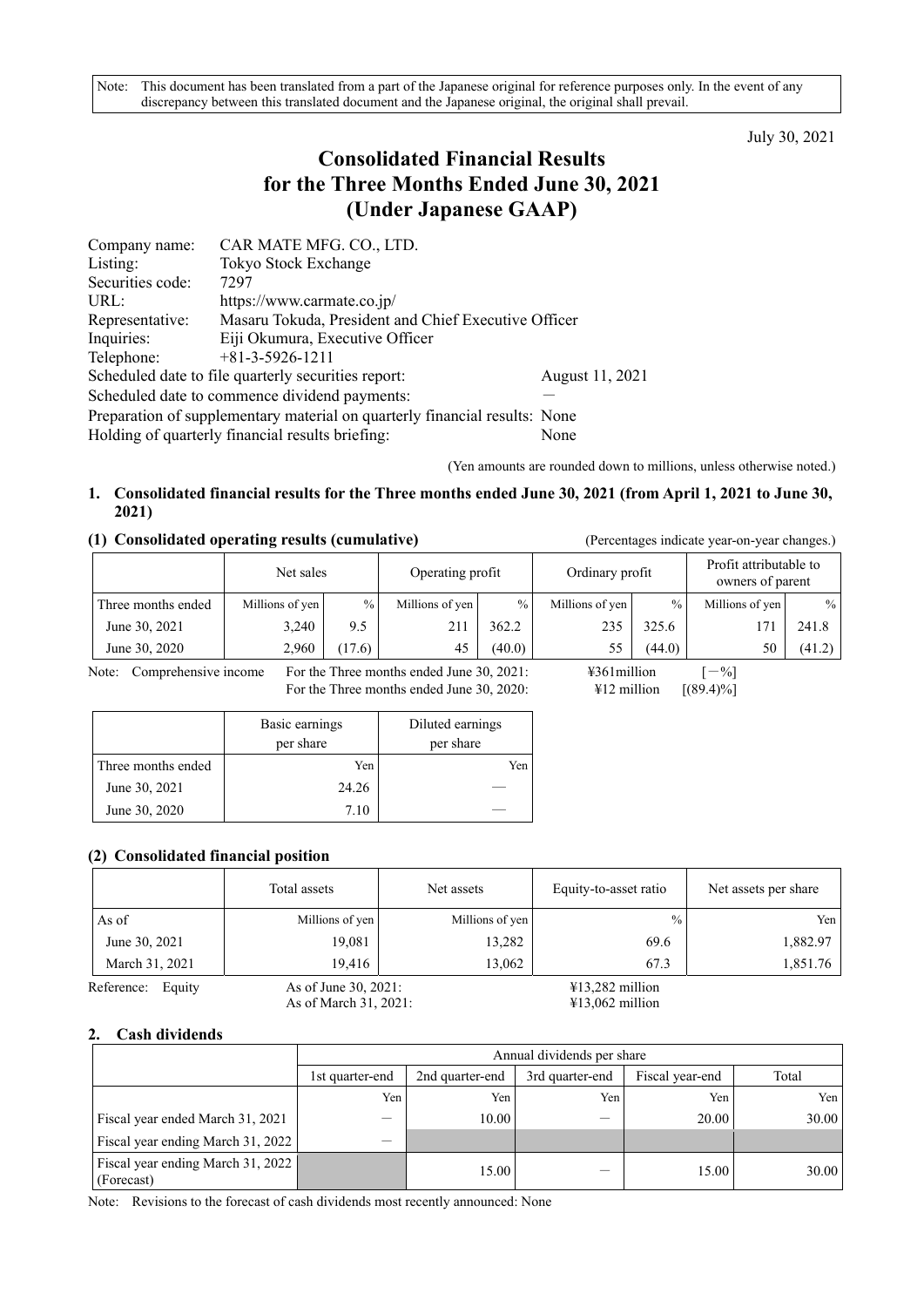Note: This document has been translated from a part of the Japanese original for reference purposes only. In the event of any discrepancy between this translated document and the Japanese original, the original shall prevail.

July 30, 2021

# Consolidated Financial Results for the Three Months Ended June 30, 2021 (Under Japanese GAAP)

| | | |
|---|---|---|
| Company name: | CAR MATE MFG. CO., LTD. | |
| Listing: | Tokyo Stock Exchange | |
| Securities code: | 7297 | |
| URL: | https://www.carmate.co.jp/ | |
| Representative: | Masaru Tokuda, President and Chief Executive Officer | |
| Inquiries: | Eiji Okumura, Executive Officer | |
| Telephone: | +81-3-5926-1211 | |
| Scheduled date to file quarterly securities report: | | August 11, 2021 |
| Scheduled date to commence dividend payments: | | — |
| Preparation of supplementary material on quarterly financial results: | | None |
| Holding of quarterly financial results briefing: | | None |

(Yen amounts are rounded down to millions, unless otherwise noted.)

## 1. Consolidated financial results for the Three months ended June 30, 2021 (from April 1, 2021 to June 30, 2021)

### (1) Consolidated operating results (cumulative)

(Percentages indicate year-on-year changes.)

| | Net sales | | Operating profit | | Ordinary profit | | Profit attributable to owners of parent | |
|---|---|---|---|---|---|---|---|---|
| Three months ended | Millions of yen | % | Millions of yen | % | Millions of yen | % | Millions of yen | % |
| June 30, 2021 | 3,240 | 9.5 | 211 | 362.2 | 235 | 325.6 | 171 | 241.8 |
| June 30, 2020 | 2,960 | (17.6) | 45 | (40.0) | 55 | (44.0) | 50 | (41.2) |

Note: Comprehensive income For the Three months ended June 30, 2021: ¥361million [－%]
For the Three months ended June 30, 2020: ¥12 million [(89.4)%]

| | Basic earnings per share | Diluted earnings per share |
|---|---|---|
| Three months ended | Yen | Yen |
| June 30, 2021 | 24.26 | — |
| June 30, 2020 | 7.10 | — |

### (2) Consolidated financial position

| | Total assets | Net assets | Equity-to-asset ratio | Net assets per share |
|---|---|---|---|---|
| As of | Millions of yen | Millions of yen | % | Yen |
| June 30, 2021 | 19,081 | 13,282 | 69.6 | 1,882.97 |
| March 31, 2021 | 19,416 | 13,062 | 67.3 | 1,851.76 |

Reference: Equity As of June 30, 2021: ¥13,282 million
As of March 31, 2021: ¥13,062 million

## 2. Cash dividends

| | Annual dividends per share | | | | |
|---|---|---|---|---|---|
| | 1st quarter-end | 2nd quarter-end | 3rd quarter-end | Fiscal year-end | Total |
| | Yen | Yen | Yen | Yen | Yen |
| Fiscal year ended March 31, 2021 | — | 10.00 | — | 20.00 | 30.00 |
| Fiscal year ending March 31, 2022 | — | | | | |
| Fiscal year ending March 31, 2022 (Forecast) | | 15.00 | — | 15.00 | 30.00 |

Note: Revisions to the forecast of cash dividends most recently announced: None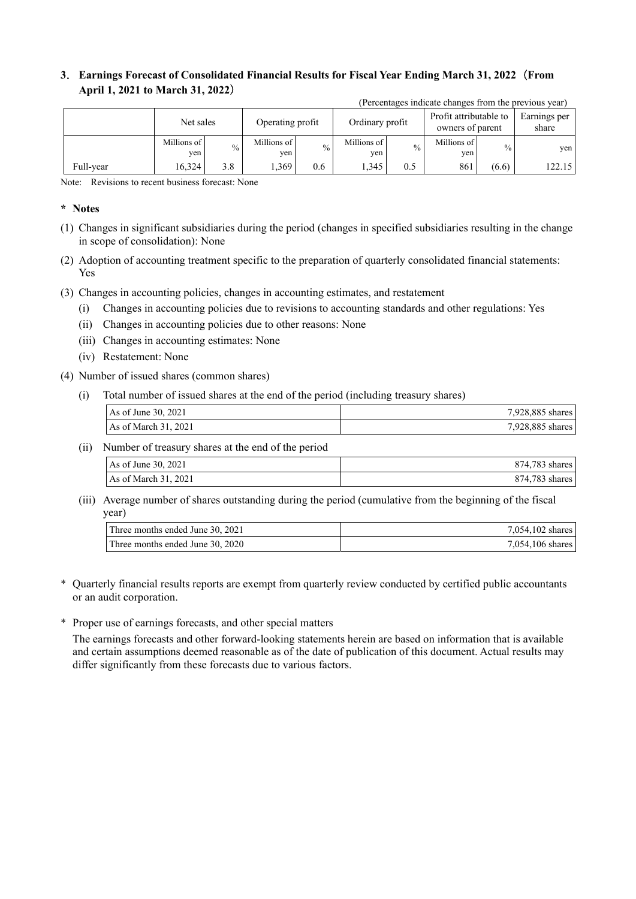## 3. Earnings Forecast of Consolidated Financial Results for Fiscal Year Ending March 31, 2022（From April 1, 2021 to March 31, 2022）

(Percentages indicate changes from the previous year)

| | Net sales | | Operating profit | | Ordinary profit | | Profit attributable to owners of parent | | Earnings per share |
|---|---|---|---|---|---|---|---|---|---|
| | Millions of yen | % | Millions of yen | % | Millions of yen | % | Millions of yen | % | yen |
| Full-year | 16,324 | 3.8 | 1,369 | 0.6 | 1,345 | 0.5 | 861 | (6.6) | 122.15 |

Note: Revisions to recent business forecast: None

**\* Notes**

(1) Changes in significant subsidiaries during the period (changes in specified subsidiaries resulting in the change in scope of consolidation): None

(2) Adoption of accounting treatment specific to the preparation of quarterly consolidated financial statements: Yes

(3) Changes in accounting policies, changes in accounting estimates, and restatement

- (i) Changes in accounting policies due to revisions to accounting standards and other regulations: Yes
- (ii) Changes in accounting policies due to other reasons: None
- (iii) Changes in accounting estimates: None
- (iv) Restatement: None

(4) Number of issued shares (common shares)

(i) Total number of issued shares at the end of the period (including treasury shares)

| | |
|---|---|
| As of June 30, 2021 | 7,928,885 shares |
| As of March 31, 2021 | 7,928,885 shares |

(ii) Number of treasury shares at the end of the period

| | |
|---|---|
| As of June 30, 2021 | 874,783 shares |
| As of March 31, 2021 | 874,783 shares |

(iii) Average number of shares outstanding during the period (cumulative from the beginning of the fiscal year)

| | |
|---|---|
| Three months ended June 30, 2021 | 7,054,102 shares |
| Three months ended June 30, 2020 | 7,054,106 shares |

\* Quarterly financial results reports are exempt from quarterly review conducted by certified public accountants or an audit corporation.

\* Proper use of earnings forecasts, and other special matters

The earnings forecasts and other forward-looking statements herein are based on information that is available and certain assumptions deemed reasonable as of the date of publication of this document. Actual results may differ significantly from these forecasts due to various factors.